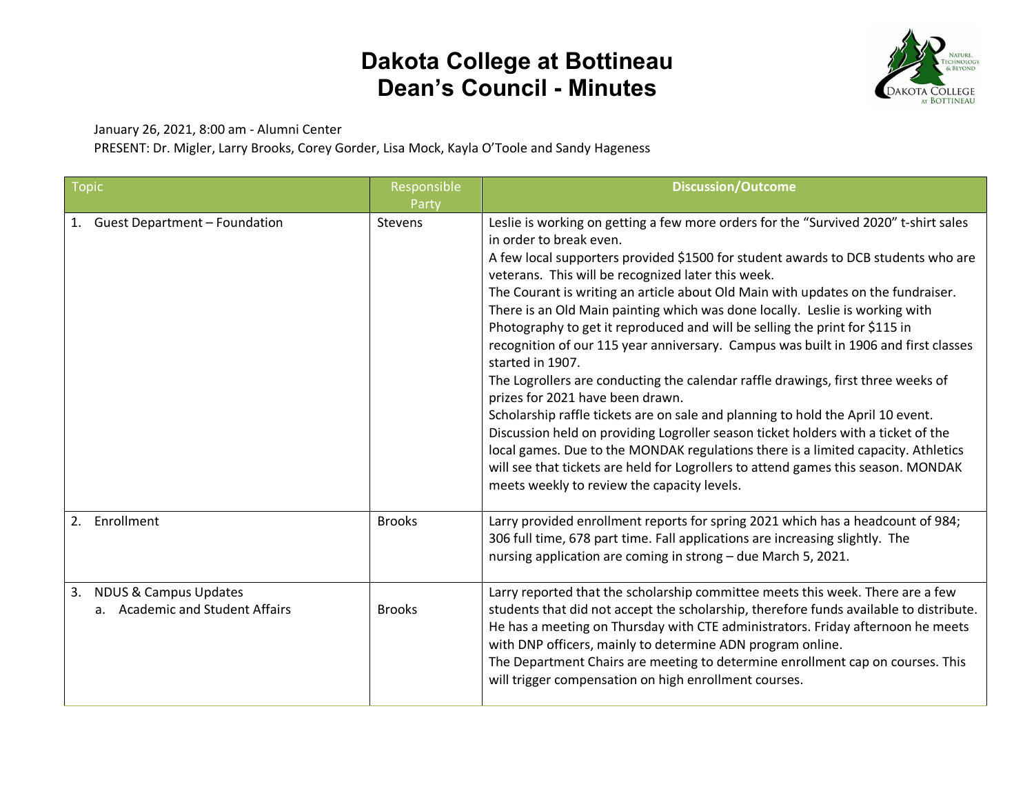# Dakota College at Bottineau
# Dean's Council - Minutes

January 26, 2021, 8:00 am - Alumni Center
PRESENT: Dr. Migler, Larry Brooks, Corey Gorder, Lisa Mock, Kayla O'Toole and Sandy Hageness

| Topic | Responsible Party | Discussion/Outcome |
|---|---|---|
| 1. Guest Department – Foundation | Stevens | Leslie is working on getting a few more orders for the "Survived 2020" t-shirt sales in order to break even.<br>A few local supporters provided $1500 for student awards to DCB students who are veterans. This will be recognized later this week.<br>The Courant is writing an article about Old Main with updates on the fundraiser. There is an Old Main painting which was done locally. Leslie is working with Photography to get it reproduced and will be selling the print for $115 in recognition of our 115 year anniversary. Campus was built in 1906 and first classes started in 1907.<br>The Logrollers are conducting the calendar raffle drawings, first three weeks of prizes for 2021 have been drawn.<br>Scholarship raffle tickets are on sale and planning to hold the April 10 event.<br>Discussion held on providing Logroller season ticket holders with a ticket of the local games. Due to the MONDAK regulations there is a limited capacity. Athletics will see that tickets are held for Logrollers to attend games this season. MONDAK meets weekly to review the capacity levels. |
| 2. Enrollment | Brooks | Larry provided enrollment reports for spring 2021 which has a headcount of 984; 306 full time, 678 part time. Fall applications are increasing slightly. The nursing application are coming in strong – due March 5, 2021. |
| 3. NDUS & Campus Updates<br>a. Academic and Student Affairs | Brooks | Larry reported that the scholarship committee meets this week. There are a few students that did not accept the scholarship, therefore funds available to distribute. He has a meeting on Thursday with CTE administrators. Friday afternoon he meets with DNP officers, mainly to determine ADN program online.<br>The Department Chairs are meeting to determine enrollment cap on courses. This will trigger compensation on high enrollment courses. |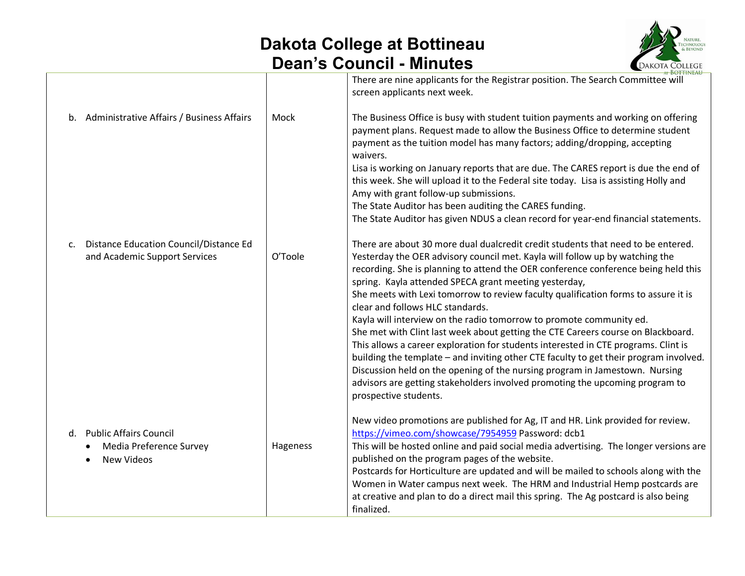# Dakota College at Bottineau
# Dean's Council - Minutes

| | | |
|---|---|---|
| | | There are nine applicants for the Registrar position. The Search Committee will screen applicants next week. |
| b. Administrative Affairs / Business Affairs | Mock | The Business Office is busy with student tuition payments and working on offering payment plans. Request made to allow the Business Office to determine student payment as the tuition model has many factors; adding/dropping, accepting waivers.<br>Lisa is working on January reports that are due. The CARES report is due the end of this week. She will upload it to the Federal site today. Lisa is assisting Holly and Amy with grant follow-up submissions.<br>The State Auditor has been auditing the CARES funding.<br>The State Auditor has given NDUS a clean record for year-end financial statements. |
| c. Distance Education Council/Distance Ed and Academic Support Services | O'Toole | There are about 30 more dual dualcredit credit students that need to be entered. Yesterday the OER advisory council met. Kayla will follow up by watching the recording. She is planning to attend the OER conference conference being held this spring. Kayla attended SPECA grant meeting yesterday,<br>She meets with Lexi tomorrow to review faculty qualification forms to assure it is clear and follows HLC standards.<br>Kayla will interview on the radio tomorrow to promote community ed.<br>She met with Clint last week about getting the CTE Careers course on Blackboard. This allows a career exploration for students interested in CTE programs. Clint is building the template – and inviting other CTE faculty to get their program involved. Discussion held on the opening of the nursing program in Jamestown. Nursing advisors are getting stakeholders involved promoting the upcoming program to prospective students. |
| d. Public Affairs Council<br>• Media Preference Survey<br>• New Videos | Hageness | New video promotions are published for Ag, IT and HR. Link provided for review. https://vimeo.com/showcase/7954959 Password: dcb1<br>This will be hosted online and paid social media advertising. The longer versions are published on the program pages of the website.<br>Postcards for Horticulture are updated and will be mailed to schools along with the Women in Water campus next week. The HRM and Industrial Hemp postcards are at creative and plan to do a direct mail this spring. The Ag postcard is also being finalized. |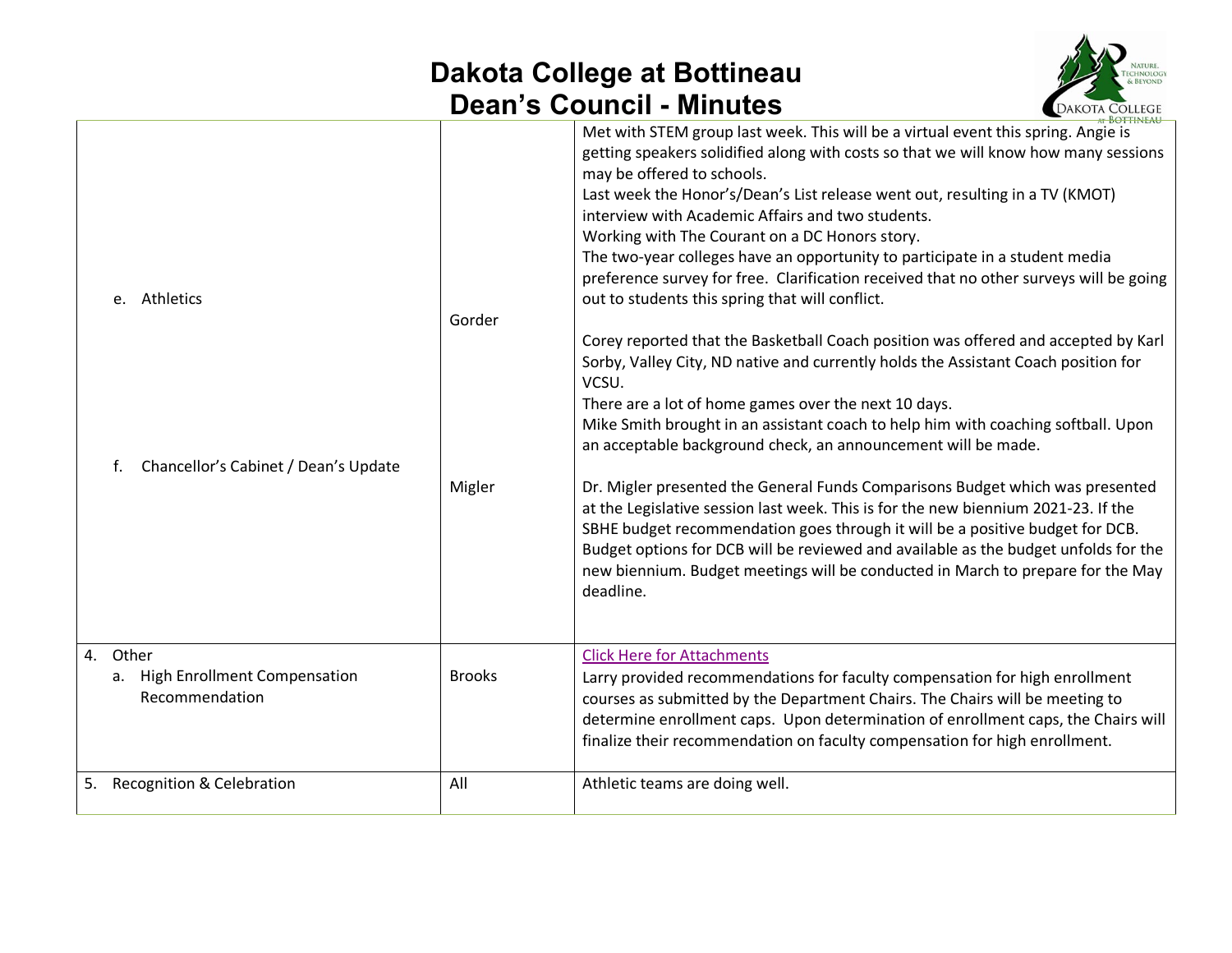# Dakota College at Bottineau
# Dean's Council - Minutes

| | | |
|---|---|---|
| e. Athletics<br><br>f. Chancellor's Cabinet / Dean's Update | Gorder<br><br>Migler | Met with STEM group last week. This will be a virtual event this spring. Angie is getting speakers solidified along with costs so that we will know how many sessions may be offered to schools.<br>Last week the Honor's/Dean's List release went out, resulting in a TV (KMOT) interview with Academic Affairs and two students.<br>Working with The Courant on a DC Honors story.<br>The two-year colleges have an opportunity to participate in a student media preference survey for free. Clarification received that no other surveys will be going out to students this spring that will conflict.<br><br>Corey reported that the Basketball Coach position was offered and accepted by Karl Sorby, Valley City, ND native and currently holds the Assistant Coach position for VCSU.<br>There are a lot of home games over the next 10 days.<br>Mike Smith brought in an assistant coach to help him with coaching softball. Upon an acceptable background check, an announcement will be made.<br><br>Dr. Migler presented the General Funds Comparisons Budget which was presented at the Legislative session last week. This is for the new biennium 2021-23. If the SBHE budget recommendation goes through it will be a positive budget for DCB. Budget options for DCB will be reviewed and available as the budget unfolds for the new biennium. Budget meetings will be conducted in March to prepare for the May deadline. |
| 4. Other<br>a. High Enrollment Compensation Recommendation | Brooks | Click Here for Attachments<br>Larry provided recommendations for faculty compensation for high enrollment courses as submitted by the Department Chairs. The Chairs will be meeting to determine enrollment caps. Upon determination of enrollment caps, the Chairs will finalize their recommendation on faculty compensation for high enrollment. |
| 5. Recognition & Celebration | All | Athletic teams are doing well. |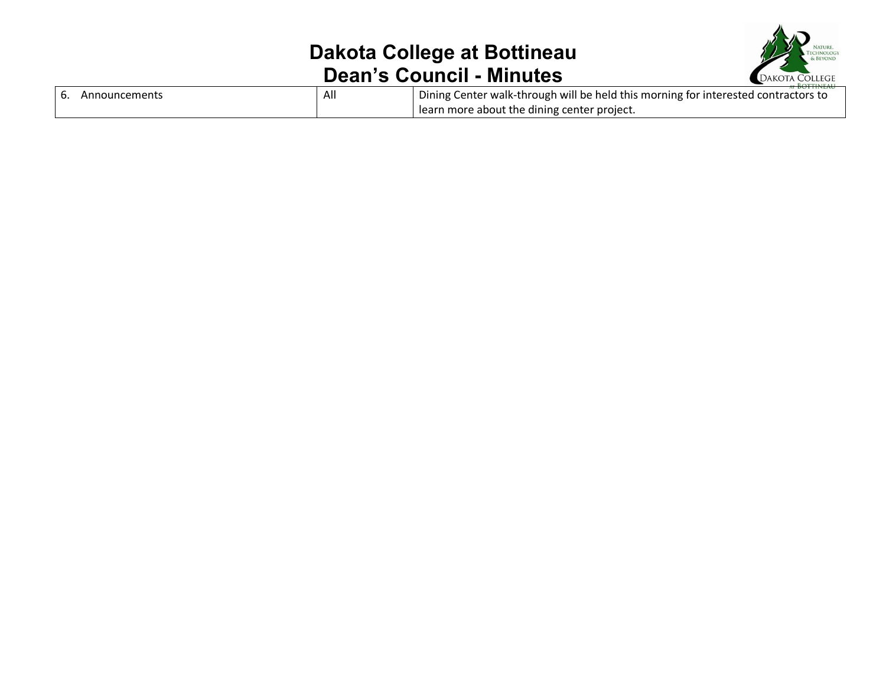| | | |
|---|---|---|
| 6. Announcements | All | Dining Center walk-through will be held this morning for interested contractors to learn more about the dining center project. |